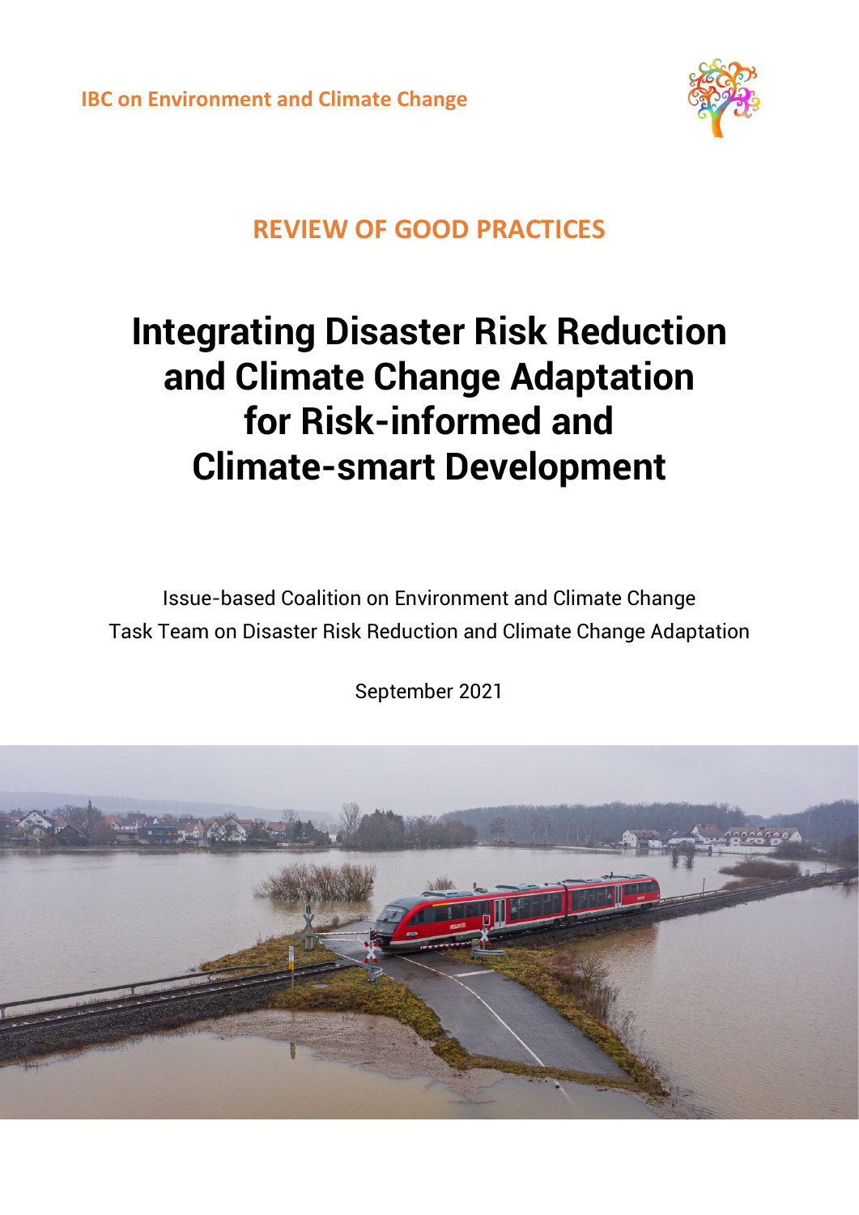IBC on Environment and Climate Change

## REVIEW OF GOOD PRACTICES

# Integrating Disaster Risk Reduction and Climate Change Adaptation for Risk-informed and Climate-smart Development

Issue-based Coalition on Environment and Climate Change
Task Team on Disaster Risk Reduction and Climate Change Adaptation

September 2021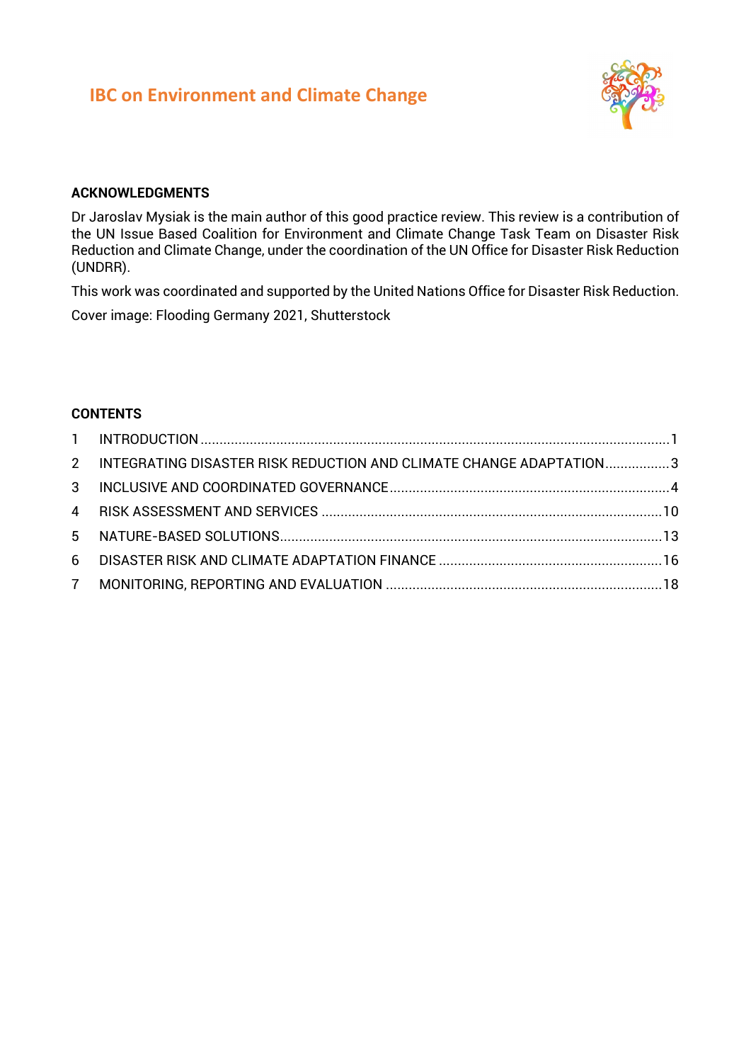## IBC on Environment and Climate Change

### ACKNOWLEDGMENTS

Dr Jaroslav Mysiak is the main author of this good practice review. This review is a contribution of the UN Issue Based Coalition for Environment and Climate Change Task Team on Disaster Risk Reduction and Climate Change, under the coordination of the UN Office for Disaster Risk Reduction (UNDRR).

This work was coordinated and supported by the United Nations Office for Disaster Risk Reduction.

Cover image: Flooding Germany 2021, Shutterstock

### CONTENTS

1 INTRODUCTION .......... 1
2 INTEGRATING DISASTER RISK REDUCTION AND CLIMATE CHANGE ADAPTATION .......... 3
3 INCLUSIVE AND COORDINATED GOVERNANCE .......... 4
4 RISK ASSESSMENT AND SERVICES .......... 10
5 NATURE-BASED SOLUTIONS .......... 13
6 DISASTER RISK AND CLIMATE ADAPTATION FINANCE .......... 16
7 MONITORING, REPORTING AND EVALUATION .......... 18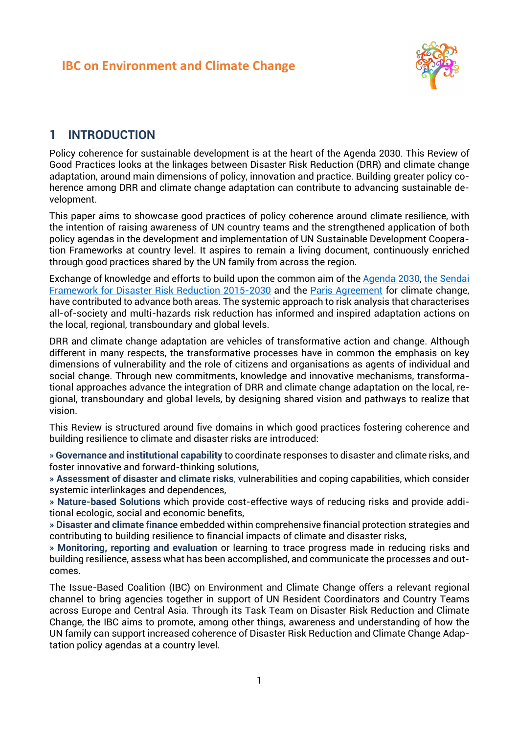# 1 INTRODUCTION

Policy coherence for sustainable development is at the heart of the Agenda 2030. This Review of Good Practices looks at the linkages between Disaster Risk Reduction (DRR) and climate change adaptation, around main dimensions of policy, innovation and practice. Building greater policy coherence among DRR and climate change adaptation can contribute to advancing sustainable development.

This paper aims to showcase good practices of policy coherence around climate resilience, with the intention of raising awareness of UN country teams and the strengthened application of both policy agendas in the development and implementation of UN Sustainable Development Cooperation Frameworks at country level. It aspires to remain a living document, continuously enriched through good practices shared by the UN family from across the region.

Exchange of knowledge and efforts to build upon the common aim of the Agenda 2030, the Sendai Framework for Disaster Risk Reduction 2015-2030 and the Paris Agreement for climate change, have contributed to advance both areas. The systemic approach to risk analysis that characterises all-of-society and multi-hazards risk reduction has informed and inspired adaptation actions on the local, regional, transboundary and global levels.

DRR and climate change adaptation are vehicles of transformative action and change. Although different in many respects, the transformative processes have in common the emphasis on key dimensions of vulnerability and the role of citizens and organisations as agents of individual and social change. Through new commitments, knowledge and innovative mechanisms, transformational approaches advance the integration of DRR and climate change adaptation on the local, regional, transboundary and global levels, by designing shared vision and pathways to realize that vision.

This Review is structured around five domains in which good practices fostering coherence and building resilience to climate and disaster risks are introduced:

» **Governance and institutional capability** to coordinate responses to disaster and climate risks, and foster innovative and forward-thinking solutions,
» **Assessment of disaster and climate risks**, vulnerabilities and coping capabilities, which consider systemic interlinkages and dependences,
» **Nature-based Solutions** which provide cost-effective ways of reducing risks and provide additional ecologic, social and economic benefits,
» **Disaster and climate finance** embedded within comprehensive financial protection strategies and contributing to building resilience to financial impacts of climate and disaster risks,
» **Monitoring, reporting and evaluation** or learning to trace progress made in reducing risks and building resilience, assess what has been accomplished, and communicate the processes and outcomes.

The Issue-Based Coalition (IBC) on Environment and Climate Change offers a relevant regional channel to bring agencies together in support of UN Resident Coordinators and Country Teams across Europe and Central Asia. Through its Task Team on Disaster Risk Reduction and Climate Change, the IBC aims to promote, among other things, awareness and understanding of how the UN family can support increased coherence of Disaster Risk Reduction and Climate Change Adaptation policy agendas at a country level.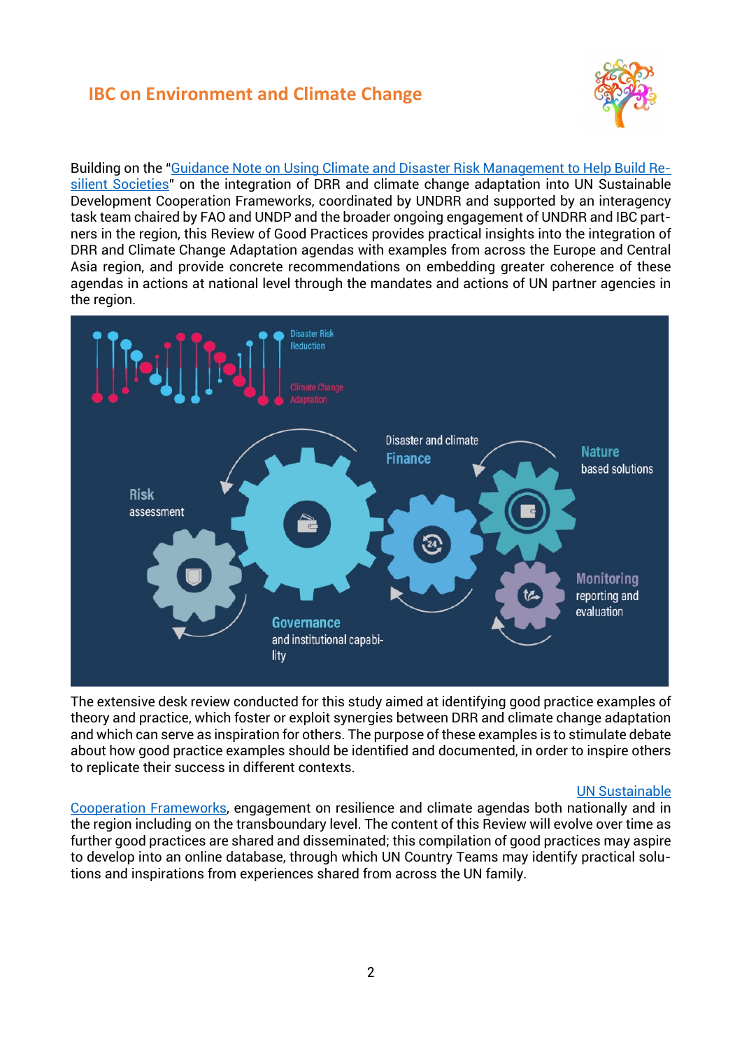Building on the "[Guidance Note on Using Climate and Disaster Risk Management to Help Build Resilient Societies]" on the integration of DRR and climate change adaptation into UN Sustainable Development Cooperation Frameworks, coordinated by UNDRR and supported by an interagency task team chaired by FAO and UNDP and the broader ongoing engagement of UNDRR and IBC partners in the region, this Review of Good Practices provides practical insights into the integration of DRR and Climate Change Adaptation agendas with examples from across the Europe and Central Asia region, and provide concrete recommendations on embedding greater coherence of these agendas in actions at national level through the mandates and actions of UN partner agencies in the region.

The extensive desk review conducted for this study aimed at identifying good practice examples of theory and practice, which foster or exploit synergies between DRR and climate change adaptation and which can serve as inspiration for others. The purpose of these examples is to stimulate debate about how good practice examples should be identified and documented, in order to inspire others to replicate their success in different contexts.

[UN Sustainable Cooperation Frameworks], engagement on resilience and climate agendas both nationally and in the region including on the transboundary level. The content of this Review will evolve over time as further good practices are shared and disseminated; this compilation of good practices may aspire to develop into an online database, through which UN Country Teams may identify practical solutions and inspirations from experiences shared from across the UN family.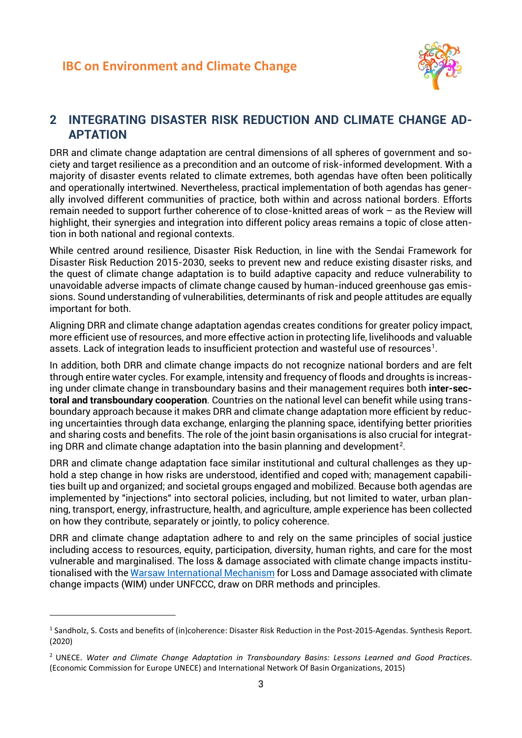## 2 INTEGRATING DISASTER RISK REDUCTION AND CLIMATE CHANGE ADAPTATION

DRR and climate change adaptation are central dimensions of all spheres of government and society and target resilience as a precondition and an outcome of risk-informed development. With a majority of disaster events related to climate extremes, both agendas have often been politically and operationally intertwined. Nevertheless, practical implementation of both agendas has generally involved different communities of practice, both within and across national borders. Efforts remain needed to support further coherence of to close-knitted areas of work – as the Review will highlight, their synergies and integration into different policy areas remains a topic of close attention in both national and regional contexts.

While centred around resilience, Disaster Risk Reduction, in line with the Sendai Framework for Disaster Risk Reduction 2015-2030, seeks to prevent new and reduce existing disaster risks, and the quest of climate change adaptation is to build adaptive capacity and reduce vulnerability to unavoidable adverse impacts of climate change caused by human-induced greenhouse gas emissions. Sound understanding of vulnerabilities, determinants of risk and people attitudes are equally important for both.

Aligning DRR and climate change adaptation agendas creates conditions for greater policy impact, more efficient use of resources, and more effective action in protecting life, livelihoods and valuable assets. Lack of integration leads to insufficient protection and wasteful use of resources[1].

In addition, both DRR and climate change impacts do not recognize national borders and are felt through entire water cycles. For example, intensity and frequency of floods and droughts is increasing under climate change in transboundary basins and their management requires both **inter-sectoral and transboundary cooperation**. Countries on the national level can benefit while using transboundary approach because it makes DRR and climate change adaptation more efficient by reducing uncertainties through data exchange, enlarging the planning space, identifying better priorities and sharing costs and benefits. The role of the joint basin organisations is also crucial for integrating DRR and climate change adaptation into the basin planning and development[2].

DRR and climate change adaptation face similar institutional and cultural challenges as they uphold a step change in how risks are understood, identified and coped with; management capabilities built up and organized; and societal groups engaged and mobilized. Because both agendas are implemented by "injections" into sectoral policies, including, but not limited to water, urban planning, transport, energy, infrastructure, health, and agriculture, ample experience has been collected on how they contribute, separately or jointly, to policy coherence.

DRR and climate change adaptation adhere to and rely on the same principles of social justice including access to resources, equity, participation, diversity, human rights, and care for the most vulnerable and marginalised. The loss & damage associated with climate change impacts institutionalised with the Warsaw International Mechanism for Loss and Damage associated with climate change impacts (WIM) under UNFCCC, draw on DRR methods and principles.

---

[1] Sandholz, S. Costs and benefits of (in)coherence: Disaster Risk Reduction in the Post-2015-Agendas. Synthesis Report. (2020)

[2] UNECE. *Water and Climate Change Adaptation in Transboundary Basins: Lessons Learned and Good Practices*. (Economic Commission for Europe UNECE) and International Network Of Basin Organizations, 2015)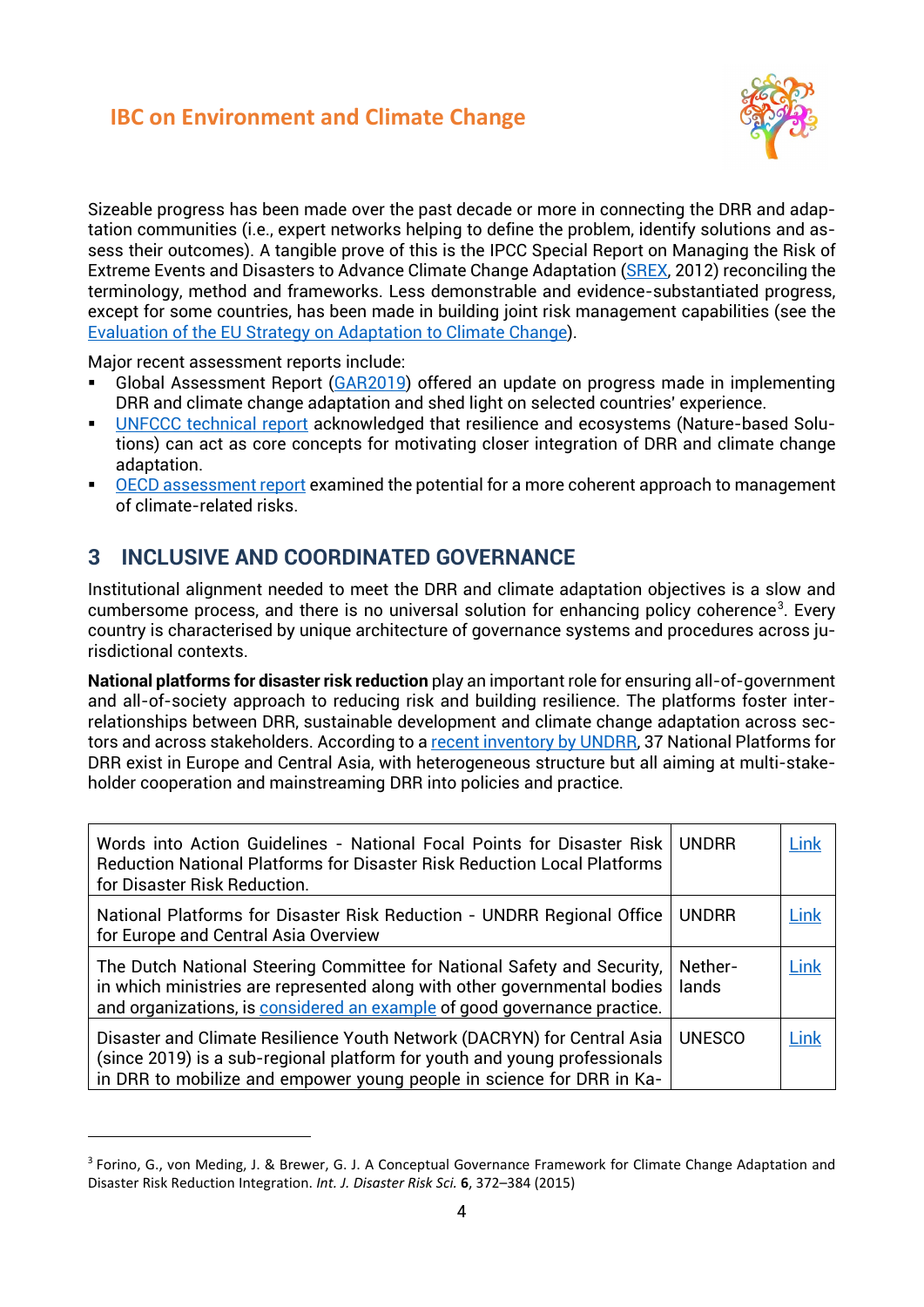Sizeable progress has been made over the past decade or more in connecting the DRR and adaptation communities (i.e., expert networks helping to define the problem, identify solutions and assess their outcomes). A tangible prove of this is the IPCC Special Report on Managing the Risk of Extreme Events and Disasters to Advance Climate Change Adaptation (SREX, 2012) reconciling the terminology, method and frameworks. Less demonstrable and evidence-substantiated progress, except for some countries, has been made in building joint risk management capabilities (see the Evaluation of the EU Strategy on Adaptation to Climate Change).

Major recent assessment reports include:

- Global Assessment Report (GAR2019) offered an update on progress made in implementing DRR and climate change adaptation and shed light on selected countries' experience.
- UNFCCC technical report acknowledged that resilience and ecosystems (Nature-based Solutions) can act as core concepts for motivating closer integration of DRR and climate change adaptation.
- OECD assessment report examined the potential for a more coherent approach to management of climate-related risks.

## 3 INCLUSIVE AND COORDINATED GOVERNANCE

Institutional alignment needed to meet the DRR and climate adaptation objectives is a slow and cumbersome process, and there is no universal solution for enhancing policy coherence[3]. Every country is characterised by unique architecture of governance systems and procedures across jurisdictional contexts.

**National platforms for disaster risk reduction** play an important role for ensuring all-of-government and all-of-society approach to reducing risk and building resilience. The platforms foster interrelationships between DRR, sustainable development and climate change adaptation across sectors and across stakeholders. According to a recent inventory by UNDRR, 37 National Platforms for DRR exist in Europe and Central Asia, with heterogeneous structure but all aiming at multi-stakeholder cooperation and mainstreaming DRR into policies and practice.

| | | |
|---|---|---|
| Words into Action Guidelines - National Focal Points for Disaster Risk Reduction National Platforms for Disaster Risk Reduction Local Platforms for Disaster Risk Reduction. | UNDRR | Link |
| National Platforms for Disaster Risk Reduction - UNDRR Regional Office for Europe and Central Asia Overview | UNDRR | Link |
| The Dutch National Steering Committee for National Safety and Security, in which ministries are represented along with other governmental bodies and organizations, is considered an example of good governance practice. | Netherlands | Link |
| Disaster and Climate Resilience Youth Network (DACRYN) for Central Asia (since 2019) is a sub-regional platform for youth and young professionals in DRR to mobilize and empower young people in science for DRR in Ka- | UNESCO | Link |

[3] Forino, G., von Meding, J. & Brewer, G. J. A Conceptual Governance Framework for Climate Change Adaptation and Disaster Risk Reduction Integration. *Int. J. Disaster Risk Sci.* **6**, 372–384 (2015)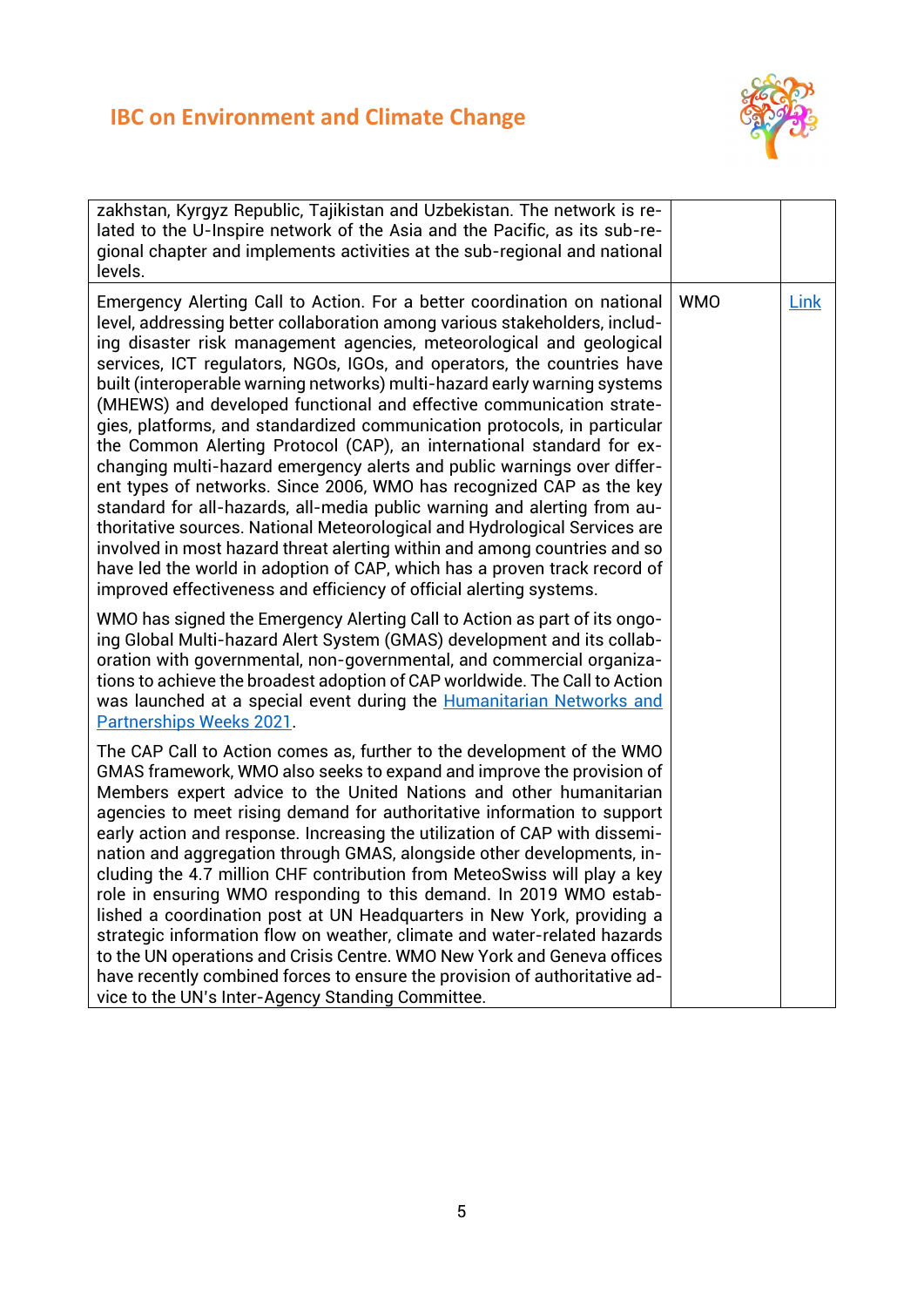| | | |
|---|---|---|
| zakhstan, Kyrgyz Republic, Tajikistan and Uzbekistan. The network is related to the U-Inspire network of the Asia and the Pacific, as its sub-regional chapter and implements activities at the sub-regional and national levels. | | |
| Emergency Alerting Call to Action. For a better coordination on national level, addressing better collaboration among various stakeholders, including disaster risk management agencies, meteorological and geological services, ICT regulators, NGOs, IGOs, and operators, the countries have built (interoperable warning networks) multi-hazard early warning systems (MHEWS) and developed functional and effective communication strategies, platforms, and standardized communication protocols, in particular the Common Alerting Protocol (CAP), an international standard for exchanging multi-hazard emergency alerts and public warnings over different types of networks. Since 2006, WMO has recognized CAP as the key standard for all-hazards, all-media public warning and alerting from authoritative sources. National Meteorological and Hydrological Services are involved in most hazard threat alerting within and among countries and so have led the world in adoption of CAP, which has a proven track record of improved effectiveness and efficiency of official alerting systems.<br><br>WMO has signed the Emergency Alerting Call to Action as part of its ongoing Global Multi-hazard Alert System (GMAS) development and its collaboration with governmental, non-governmental, and commercial organizations to achieve the broadest adoption of CAP worldwide. The Call to Action was launched at a special event during the Humanitarian Networks and Partnerships Weeks 2021.<br><br>The CAP Call to Action comes as, further to the development of the WMO GMAS framework, WMO also seeks to expand and improve the provision of Members expert advice to the United Nations and other humanitarian agencies to meet rising demand for authoritative information to support early action and response. Increasing the utilization of CAP with dissemination and aggregation through GMAS, alongside other developments, including the 4.7 million CHF contribution from MeteoSwiss will play a key role in ensuring WMO responding to this demand. In 2019 WMO established a coordination post at UN Headquarters in New York, providing a strategic information flow on weather, climate and water-related hazards to the UN operations and Crisis Centre. WMO New York and Geneva offices have recently combined forces to ensure the provision of authoritative advice to the UN's Inter-Agency Standing Committee. | WMO | Link |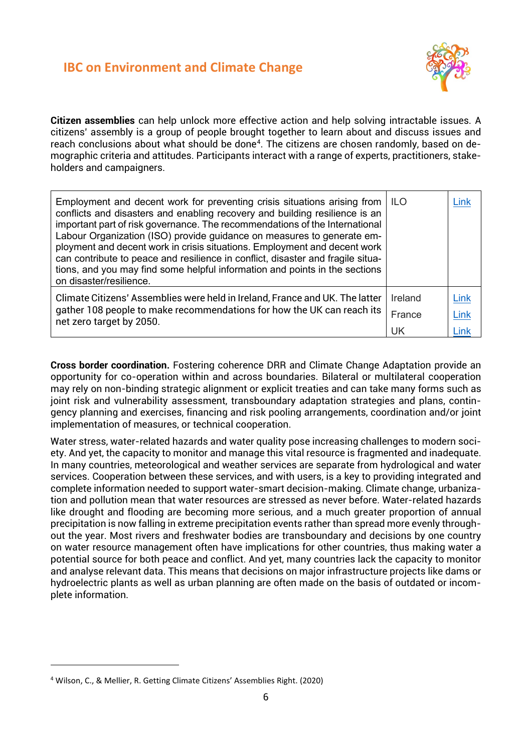**Citizen assemblies** can help unlock more effective action and help solving intractable issues. A citizens' assembly is a group of people brought together to learn about and discuss issues and reach conclusions about what should be done[4]. The citizens are chosen randomly, based on demographic criteria and attitudes. Participants interact with a range of experts, practitioners, stakeholders and campaigners.

| | | |
|---|---|---|
| Employment and decent work for preventing crisis situations arising from conflicts and disasters and enabling recovery and building resilience is an important part of risk governance. The recommendations of the International Labour Organization (ISO) provide guidance on measures to generate employment and decent work in crisis situations. Employment and decent work can contribute to peace and resilience in conflict, disaster and fragile situations, and you may find some helpful information and points in the sections on disaster/resilience. | ILO | Link |
| Climate Citizens' Assemblies were held in Ireland, France and UK. The latter gather 108 people to make recommendations for how the UK can reach its net zero target by 2050. | Ireland<br>France<br>UK | Link<br>Link<br>Link |

**Cross border coordination.** Fostering coherence DRR and Climate Change Adaptation provide an opportunity for co-operation within and across boundaries. Bilateral or multilateral cooperation may rely on non-binding strategic alignment or explicit treaties and can take many forms such as joint risk and vulnerability assessment, transboundary adaptation strategies and plans, contingency planning and exercises, financing and risk pooling arrangements, coordination and/or joint implementation of measures, or technical cooperation.

Water stress, water-related hazards and water quality pose increasing challenges to modern society. And yet, the capacity to monitor and manage this vital resource is fragmented and inadequate. In many countries, meteorological and weather services are separate from hydrological and water services. Cooperation between these services, and with users, is a key to providing integrated and complete information needed to support water-smart decision-making. Climate change, urbanization and pollution mean that water resources are stressed as never before. Water-related hazards like drought and flooding are becoming more serious, and a much greater proportion of annual precipitation is now falling in extreme precipitation events rather than spread more evenly throughout the year. Most rivers and freshwater bodies are transboundary and decisions by one country on water resource management often have implications for other countries, thus making water a potential source for both peace and conflict. And yet, many countries lack the capacity to monitor and analyse relevant data. This means that decisions on major infrastructure projects like dams or hydroelectric plants as well as urban planning are often made on the basis of outdated or incomplete information.

[4] Wilson, C., & Mellier, R. Getting Climate Citizens' Assemblies Right. (2020)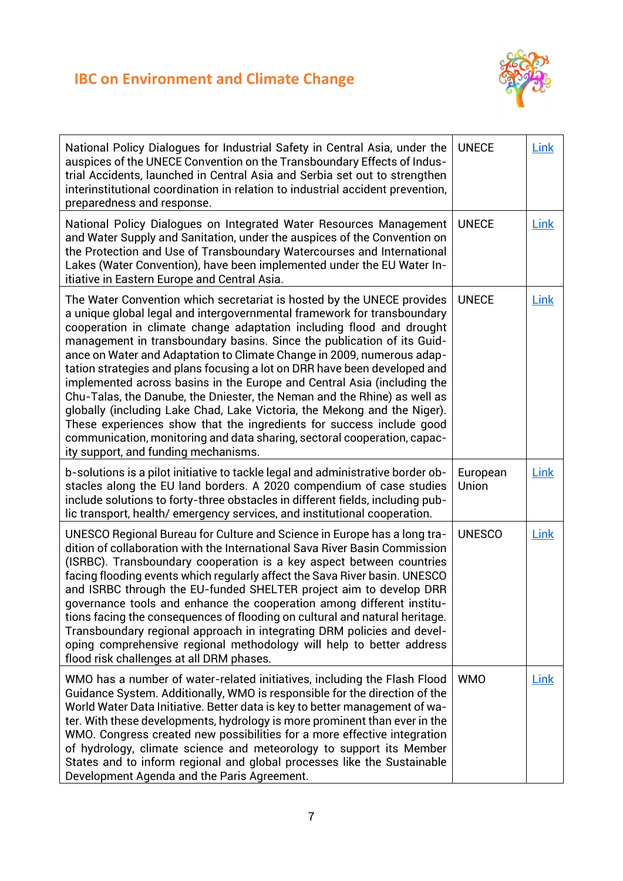| | | |
|---|---|---|
| National Policy Dialogues for Industrial Safety in Central Asia, under the auspices of the UNECE Convention on the Transboundary Effects of Industrial Accidents, launched in Central Asia and Serbia set out to strengthen interinstitutional coordination in relation to industrial accident prevention, preparedness and response. | UNECE | Link |
| National Policy Dialogues on Integrated Water Resources Management and Water Supply and Sanitation, under the auspices of the Convention on the Protection and Use of Transboundary Watercourses and International Lakes (Water Convention), have been implemented under the EU Water Initiative in Eastern Europe and Central Asia. | UNECE | Link |
| The Water Convention which secretariat is hosted by the UNECE provides a unique global legal and intergovernmental framework for transboundary cooperation in climate change adaptation including flood and drought management in transboundary basins. Since the publication of its Guidance on Water and Adaptation to Climate Change in 2009, numerous adaptation strategies and plans focusing a lot on DRR have been developed and implemented across basins in the Europe and Central Asia (including the Chu-Talas, the Danube, the Dniester, the Neman and the Rhine) as well as globally (including Lake Chad, Lake Victoria, the Mekong and the Niger). These experiences show that the ingredients for success include good communication, monitoring and data sharing, sectoral cooperation, capacity support, and funding mechanisms. | UNECE | Link |
| b-solutions is a pilot initiative to tackle legal and administrative border obstacles along the EU land borders. A 2020 compendium of case studies include solutions to forty-three obstacles in different fields, including public transport, health/ emergency services, and institutional cooperation. | European Union | Link |
| UNESCO Regional Bureau for Culture and Science in Europe has a long tradition of collaboration with the International Sava River Basin Commission (ISRBC). Transboundary cooperation is a key aspect between countries facing flooding events which regularly affect the Sava River basin. UNESCO and ISRBC through the EU-funded SHELTER project aim to develop DRR governance tools and enhance the cooperation among different institutions facing the consequences of flooding on cultural and natural heritage. Transboundary regional approach in integrating DRM policies and developing comprehensive regional methodology will help to better address flood risk challenges at all DRM phases. | UNESCO | Link |
| WMO has a number of water-related initiatives, including the Flash Flood Guidance System. Additionally, WMO is responsible for the direction of the World Water Data Initiative. Better data is key to better management of water. With these developments, hydrology is more prominent than ever in the WMO. Congress created new possibilities for a more effective integration of hydrology, climate science and meteorology to support its Member States and to inform regional and global processes like the Sustainable Development Agenda and the Paris Agreement. | WMO | Link |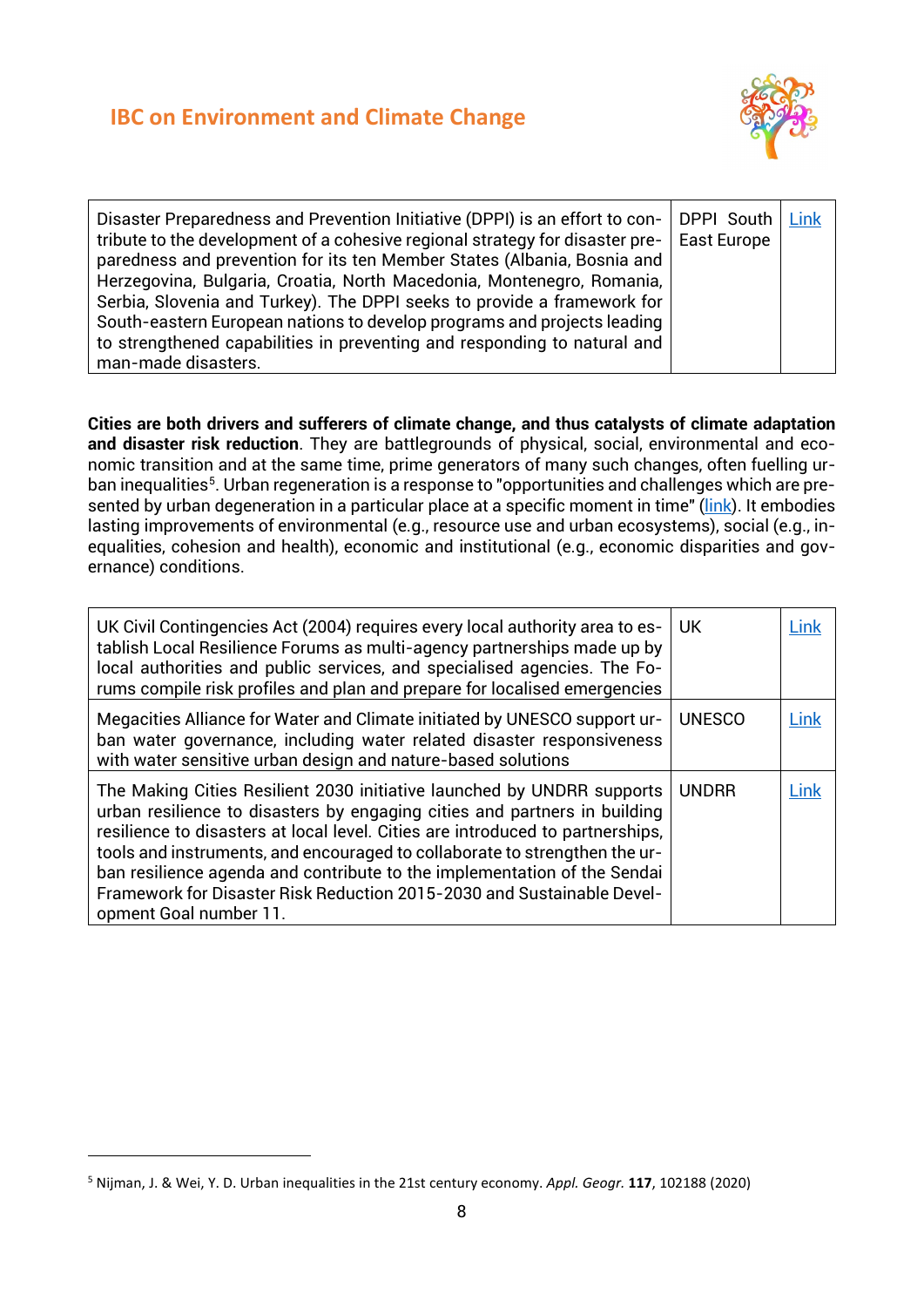| | | |
|---|---|---|
| Disaster Preparedness and Prevention Initiative (DPPI) is an effort to contribute to the development of a cohesive regional strategy for disaster preparedness and prevention for its ten Member States (Albania, Bosnia and Herzegovina, Bulgaria, Croatia, North Macedonia, Montenegro, Romania, Serbia, Slovenia and Turkey). The DPPI seeks to provide a framework for South-eastern European nations to develop programs and projects leading to strengthened capabilities in preventing and responding to natural and man-made disasters. | DPPI South East Europe | Link |

**Cities are both drivers and sufferers of climate change, and thus catalysts of climate adaptation and disaster risk reduction**. They are battlegrounds of physical, social, environmental and economic transition and at the same time, prime generators of many such changes, often fuelling urban inequalities[5]. Urban regeneration is a response to "opportunities and challenges which are presented by urban degeneration in a particular place at a specific moment in time" (link). It embodies lasting improvements of environmental (e.g., resource use and urban ecosystems), social (e.g., inequalities, cohesion and health), economic and institutional (e.g., economic disparities and governance) conditions.

| | | |
|---|---|---|
| UK Civil Contingencies Act (2004) requires every local authority area to establish Local Resilience Forums as multi-agency partnerships made up by local authorities and public services, and specialised agencies. The Forums compile risk profiles and plan and prepare for localised emergencies | UK | Link |
| Megacities Alliance for Water and Climate initiated by UNESCO support urban water governance, including water related disaster responsiveness with water sensitive urban design and nature-based solutions | UNESCO | Link |
| The Making Cities Resilient 2030 initiative launched by UNDRR supports urban resilience to disasters by engaging cities and partners in building resilience to disasters at local level. Cities are introduced to partnerships, tools and instruments, and encouraged to collaborate to strengthen the urban resilience agenda and contribute to the implementation of the Sendai Framework for Disaster Risk Reduction 2015-2030 and Sustainable Development Goal number 11. | UNDRR | Link |

[5] Nijman, J. & Wei, Y. D. Urban inequalities in the 21st century economy. *Appl. Geogr.* **117**, 102188 (2020)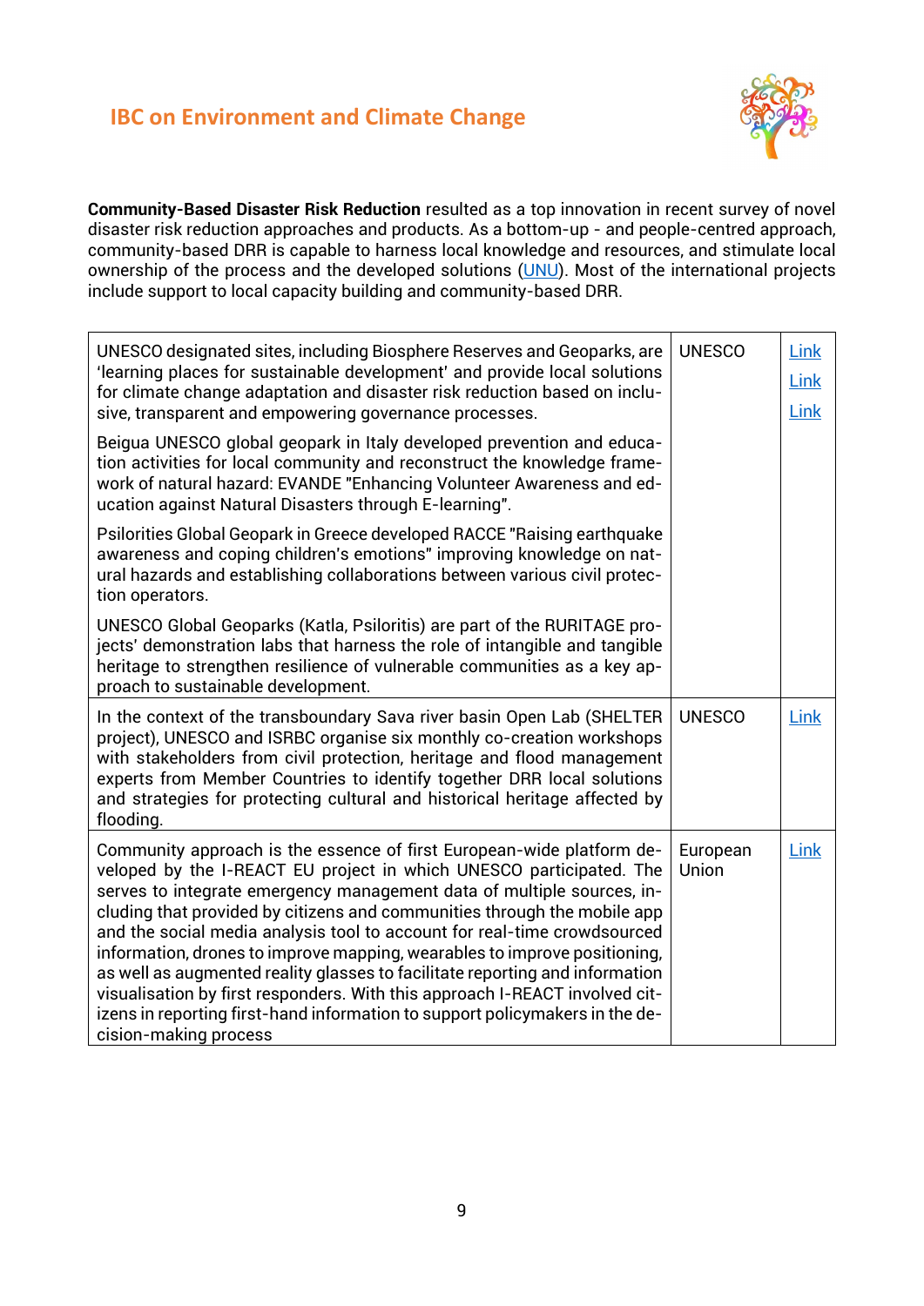**Community-Based Disaster Risk Reduction** resulted as a top innovation in recent survey of novel disaster risk reduction approaches and products. As a bottom-up - and people-centred approach, community-based DRR is capable to harness local knowledge and resources, and stimulate local ownership of the process and the developed solutions (UNU). Most of the international projects include support to local capacity building and community-based DRR.

| | | |
|---|---|---|
| UNESCO designated sites, including Biosphere Reserves and Geoparks, are 'learning places for sustainable development' and provide local solutions for climate change adaptation and disaster risk reduction based on inclusive, transparent and empowering governance processes.<br><br>Beigua UNESCO global geopark in Italy developed prevention and education activities for local community and reconstruct the knowledge framework of natural hazard: EVANDE "Enhancing Volunteer Awareness and education against Natural Disasters through E-learning".<br><br>Psilorities Global Geopark in Greece developed RACCE "Raising earthquake awareness and coping children's emotions" improving knowledge on natural hazards and establishing collaborations between various civil protection operators.<br><br>UNESCO Global Geoparks (Katla, Psiloritis) are part of the RURITAGE projects' demonstration labs that harness the role of intangible and tangible heritage to strengthen resilience of vulnerable communities as a key approach to sustainable development. | UNESCO | Link<br>Link<br>Link |
| In the context of the transboundary Sava river basin Open Lab (SHELTER project), UNESCO and ISRBC organise six monthly co-creation workshops with stakeholders from civil protection, heritage and flood management experts from Member Countries to identify together DRR local solutions and strategies for protecting cultural and historical heritage affected by flooding. | UNESCO | Link |
| Community approach is the essence of first European-wide platform developed by the I-REACT EU project in which UNESCO participated. The serves to integrate emergency management data of multiple sources, including that provided by citizens and communities through the mobile app and the social media analysis tool to account for real-time crowdsourced information, drones to improve mapping, wearables to improve positioning, as well as augmented reality glasses to facilitate reporting and information visualisation by first responders. With this approach I-REACT involved citizens in reporting first-hand information to support policymakers in the decision-making process | European Union | Link |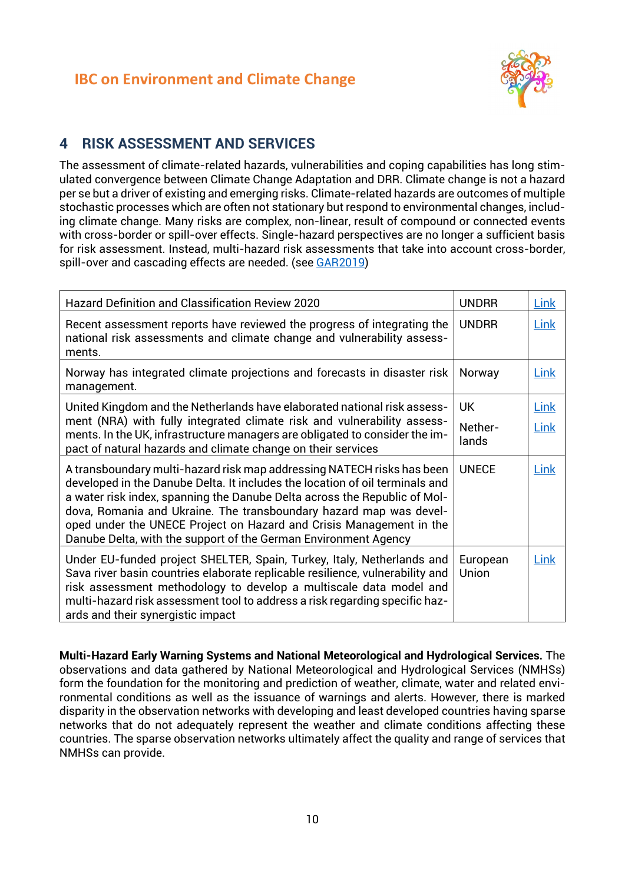## 4 RISK ASSESSMENT AND SERVICES

The assessment of climate-related hazards, vulnerabilities and coping capabilities has long stimulated convergence between Climate Change Adaptation and DRR. Climate change is not a hazard per se but a driver of existing and emerging risks. Climate-related hazards are outcomes of multiple stochastic processes which are often not stationary but respond to environmental changes, including climate change. Many risks are complex, non-linear, result of compound or connected events with cross-border or spill-over effects. Single-hazard perspectives are no longer a sufficient basis for risk assessment. Instead, multi-hazard risk assessments that take into account cross-border, spill-over and cascading effects are needed. (see GAR2019)

| | | |
|---|---|---|
| Hazard Definition and Classification Review 2020 | UNDRR | Link |
| Recent assessment reports have reviewed the progress of integrating the national risk assessments and climate change and vulnerability assessments. | UNDRR | Link |
| Norway has integrated climate projections and forecasts in disaster risk management. | Norway | Link |
| United Kingdom and the Netherlands have elaborated national risk assessment (NRA) with fully integrated climate risk and vulnerability assessments. In the UK, infrastructure managers are obligated to consider the impact of natural hazards and climate change on their services | UK<br>Netherlands | Link<br>Link |
| A transboundary multi-hazard risk map addressing NATECH risks has been developed in the Danube Delta. It includes the location of oil terminals and a water risk index, spanning the Danube Delta across the Republic of Moldova, Romania and Ukraine. The transboundary hazard map was developed under the UNECE Project on Hazard and Crisis Management in the Danube Delta, with the support of the German Environment Agency | UNECE | Link |
| Under EU-funded project SHELTER, Spain, Turkey, Italy, Netherlands and Sava river basin countries elaborate replicable resilience, vulnerability and risk assessment methodology to develop a multiscale data model and multi-hazard risk assessment tool to address a risk regarding specific hazards and their synergistic impact | European Union | Link |

**Multi-Hazard Early Warning Systems and National Meteorological and Hydrological Services.** The observations and data gathered by National Meteorological and Hydrological Services (NMHSs) form the foundation for the monitoring and prediction of weather, climate, water and related environmental conditions as well as the issuance of warnings and alerts. However, there is marked disparity in the observation networks with developing and least developed countries having sparse networks that do not adequately represent the weather and climate conditions affecting these countries. The sparse observation networks ultimately affect the quality and range of services that NMHSs can provide.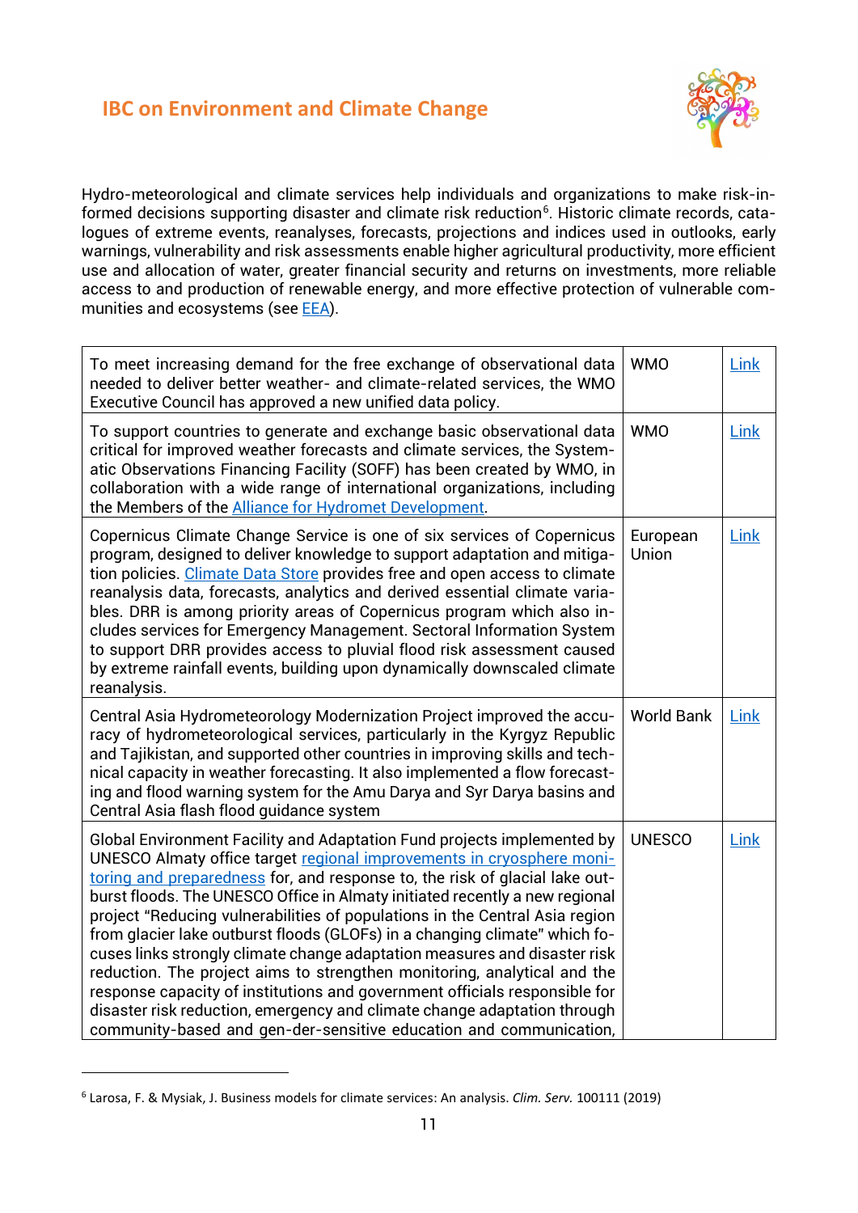Hydro-meteorological and climate services help individuals and organizations to make risk-informed decisions supporting disaster and climate risk reduction[6]. Historic climate records, catalogues of extreme events, reanalyses, forecasts, projections and indices used in outlooks, early warnings, vulnerability and risk assessments enable higher agricultural productivity, more efficient use and allocation of water, greater financial security and returns on investments, more reliable access to and production of renewable energy, and more effective protection of vulnerable communities and ecosystems (see EEA).

| | | |
|---|---|---|
| To meet increasing demand for the free exchange of observational data needed to deliver better weather- and climate-related services, the WMO Executive Council has approved a new unified data policy. | WMO | Link |
| To support countries to generate and exchange basic observational data critical for improved weather forecasts and climate services, the Systematic Observations Financing Facility (SOFF) has been created by WMO, in collaboration with a wide range of international organizations, including the Members of the Alliance for Hydromet Development. | WMO | Link |
| Copernicus Climate Change Service is one of six services of Copernicus program, designed to deliver knowledge to support adaptation and mitigation policies. Climate Data Store provides free and open access to climate reanalysis data, forecasts, analytics and derived essential climate variables. DRR is among priority areas of Copernicus program which also includes services for Emergency Management. Sectoral Information System to support DRR provides access to pluvial flood risk assessment caused by extreme rainfall events, building upon dynamically downscaled climate reanalysis. | European Union | Link |
| Central Asia Hydrometeorology Modernization Project improved the accuracy of hydrometeorological services, particularly in the Kyrgyz Republic and Tajikistan, and supported other countries in improving skills and technical capacity in weather forecasting. It also implemented a flow forecasting and flood warning system for the Amu Darya and Syr Darya basins and Central Asia flash flood guidance system | World Bank | Link |
| Global Environment Facility and Adaptation Fund projects implemented by UNESCO Almaty office target regional improvements in cryosphere monitoring and preparedness for, and response to, the risk of glacial lake outburst floods. The UNESCO Office in Almaty initiated recently a new regional project "Reducing vulnerabilities of populations in the Central Asia region from glacier lake outburst floods (GLOFs) in a changing climate" which focuses links strongly climate change adaptation measures and disaster risk reduction. The project aims to strengthen monitoring, analytical and the response capacity of institutions and government officials responsible for disaster risk reduction, emergency and climate change adaptation through community-based and gen-der-sensitive education and communication, | UNESCO | Link |

[6] Larosa, F. & Mysiak, J. Business models for climate services: An analysis. *Clim. Serv.* 100111 (2019)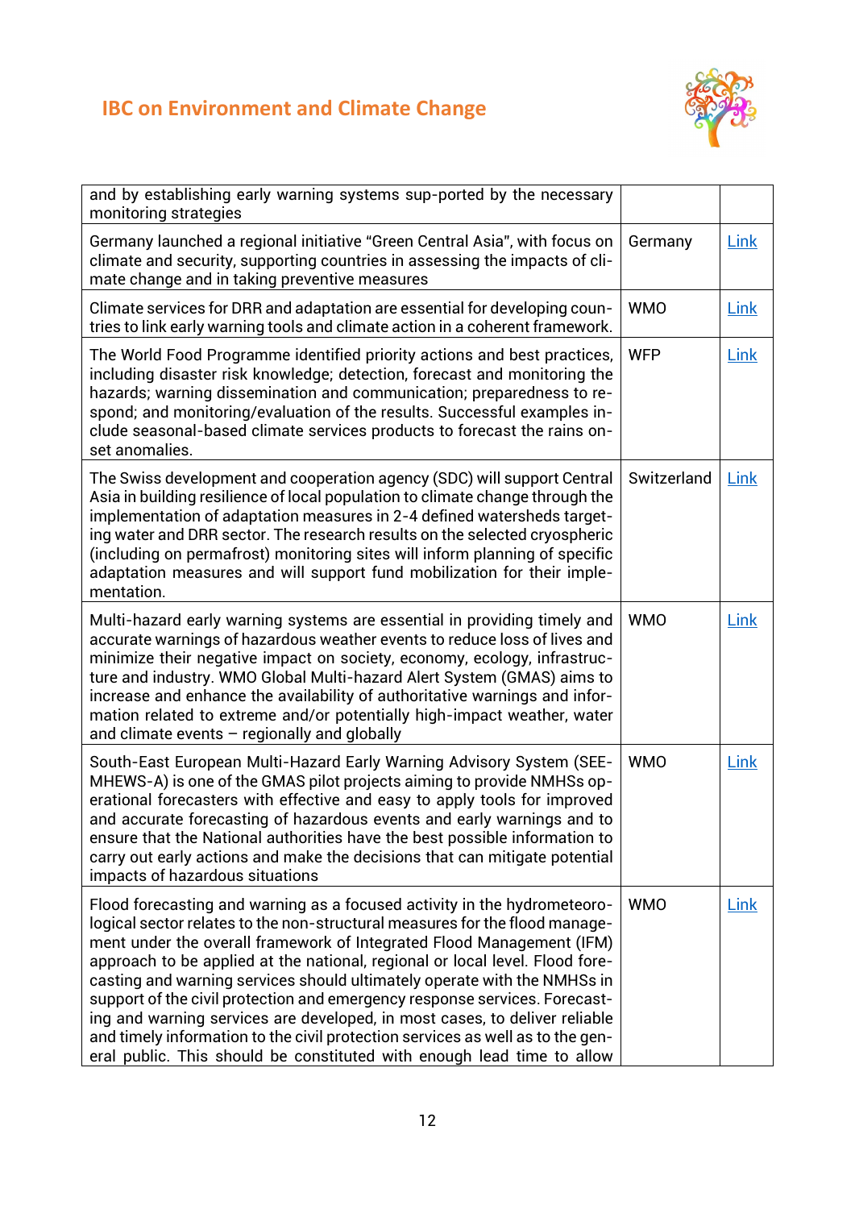| | | |
|---|---|---|
| and by establishing early warning systems sup-ported by the necessary monitoring strategies | | |
| Germany launched a regional initiative "Green Central Asia", with focus on climate and security, supporting countries in assessing the impacts of climate change and in taking preventive measures | Germany | Link |
| Climate services for DRR and adaptation are essential for developing countries to link early warning tools and climate action in a coherent framework. | WMO | Link |
| The World Food Programme identified priority actions and best practices, including disaster risk knowledge; detection, forecast and monitoring the hazards; warning dissemination and communication; preparedness to respond; and monitoring/evaluation of the results. Successful examples include seasonal-based climate services products to forecast the rains onset anomalies. | WFP | Link |
| The Swiss development and cooperation agency (SDC) will support Central Asia in building resilience of local population to climate change through the implementation of adaptation measures in 2-4 defined watersheds targeting water and DRR sector. The research results on the selected cryospheric (including on permafrost) monitoring sites will inform planning of specific adaptation measures and will support fund mobilization for their implementation. | Switzerland | Link |
| Multi-hazard early warning systems are essential in providing timely and accurate warnings of hazardous weather events to reduce loss of lives and minimize their negative impact on society, economy, ecology, infrastructure and industry. WMO Global Multi-hazard Alert System (GMAS) aims to increase and enhance the availability of authoritative warnings and information related to extreme and/or potentially high-impact weather, water and climate events – regionally and globally | WMO | Link |
| South-East European Multi-Hazard Early Warning Advisory System (SEE-MHEWS-A) is one of the GMAS pilot projects aiming to provide NMHSs operational forecasters with effective and easy to apply tools for improved and accurate forecasting of hazardous events and early warnings and to ensure that the National authorities have the best possible information to carry out early actions and make the decisions that can mitigate potential impacts of hazardous situations | WMO | Link |
| Flood forecasting and warning as a focused activity in the hydrometeorological sector relates to the non-structural measures for the flood management under the overall framework of Integrated Flood Management (IFM) approach to be applied at the national, regional or local level. Flood forecasting and warning services should ultimately operate with the NMHSs in support of the civil protection and emergency response services. Forecasting and warning services are developed, in most cases, to deliver reliable and timely information to the civil protection services as well as to the general public. This should be constituted with enough lead time to allow | WMO | Link |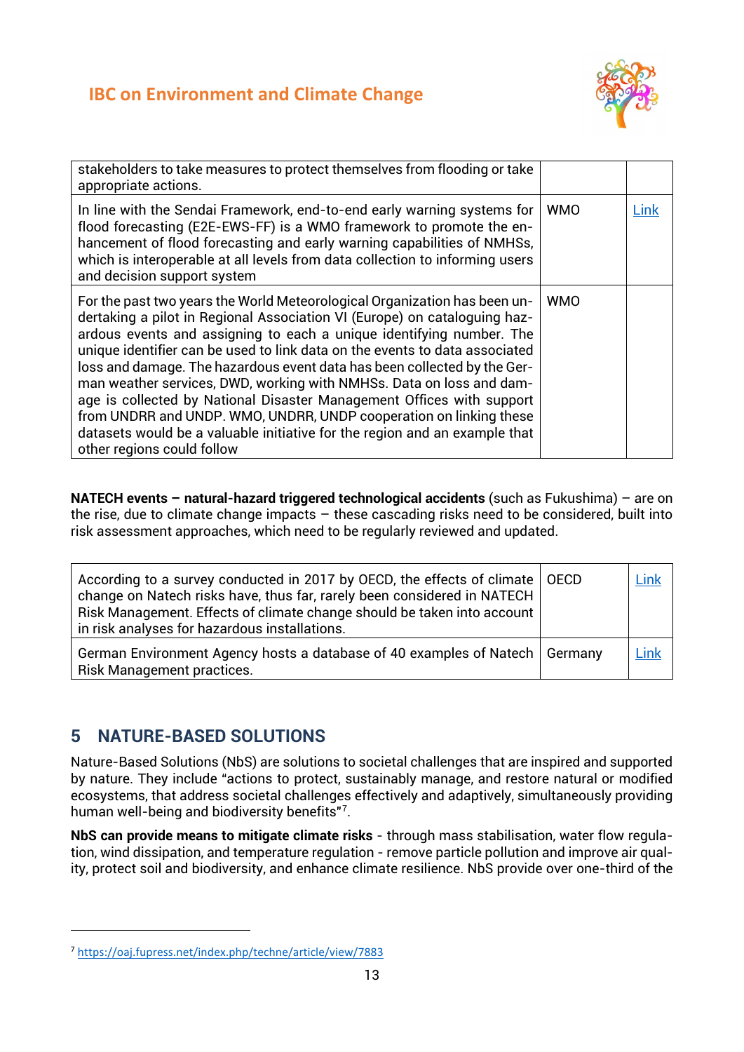| | | |
|---|---|---|
| stakeholders to take measures to protect themselves from flooding or take appropriate actions. | | |
| In line with the Sendai Framework, end-to-end early warning systems for flood forecasting (E2E-EWS-FF) is a WMO framework to promote the enhancement of flood forecasting and early warning capabilities of NMHSs, which is interoperable at all levels from data collection to informing users and decision support system | WMO | Link |
| For the past two years the World Meteorological Organization has been undertaking a pilot in Regional Association VI (Europe) on cataloguing hazardous events and assigning to each a unique identifying number. The unique identifier can be used to link data on the events to data associated loss and damage. The hazardous event data has been collected by the German weather services, DWD, working with NMHSs. Data on loss and damage is collected by National Disaster Management Offices with support from UNDRR and UNDP. WMO, UNDRR, UNDP cooperation on linking these datasets would be a valuable initiative for the region and an example that other regions could follow | WMO | |

**NATECH events – natural-hazard triggered technological accidents** (such as Fukushima) – are on the rise, due to climate change impacts – these cascading risks need to be considered, built into risk assessment approaches, which need to be regularly reviewed and updated.

| | | |
|---|---|---|
| According to a survey conducted in 2017 by OECD, the effects of climate change on Natech risks have, thus far, rarely been considered in NATECH Risk Management. Effects of climate change should be taken into account in risk analyses for hazardous installations. | OECD | Link |
| German Environment Agency hosts a database of 40 examples of Natech Risk Management practices. | Germany | Link |

## 5 NATURE-BASED SOLUTIONS

Nature-Based Solutions (NbS) are solutions to societal challenges that are inspired and supported by nature. They include "actions to protect, sustainably manage, and restore natural or modified ecosystems, that address societal challenges effectively and adaptively, simultaneously providing human well-being and biodiversity benefits"[7].

**NbS can provide means to mitigate climate risks** - through mass stabilisation, water flow regulation, wind dissipation, and temperature regulation - remove particle pollution and improve air quality, protect soil and biodiversity, and enhance climate resilience. NbS provide over one-third of the

[7] https://oaj.fupress.net/index.php/techne/article/view/7883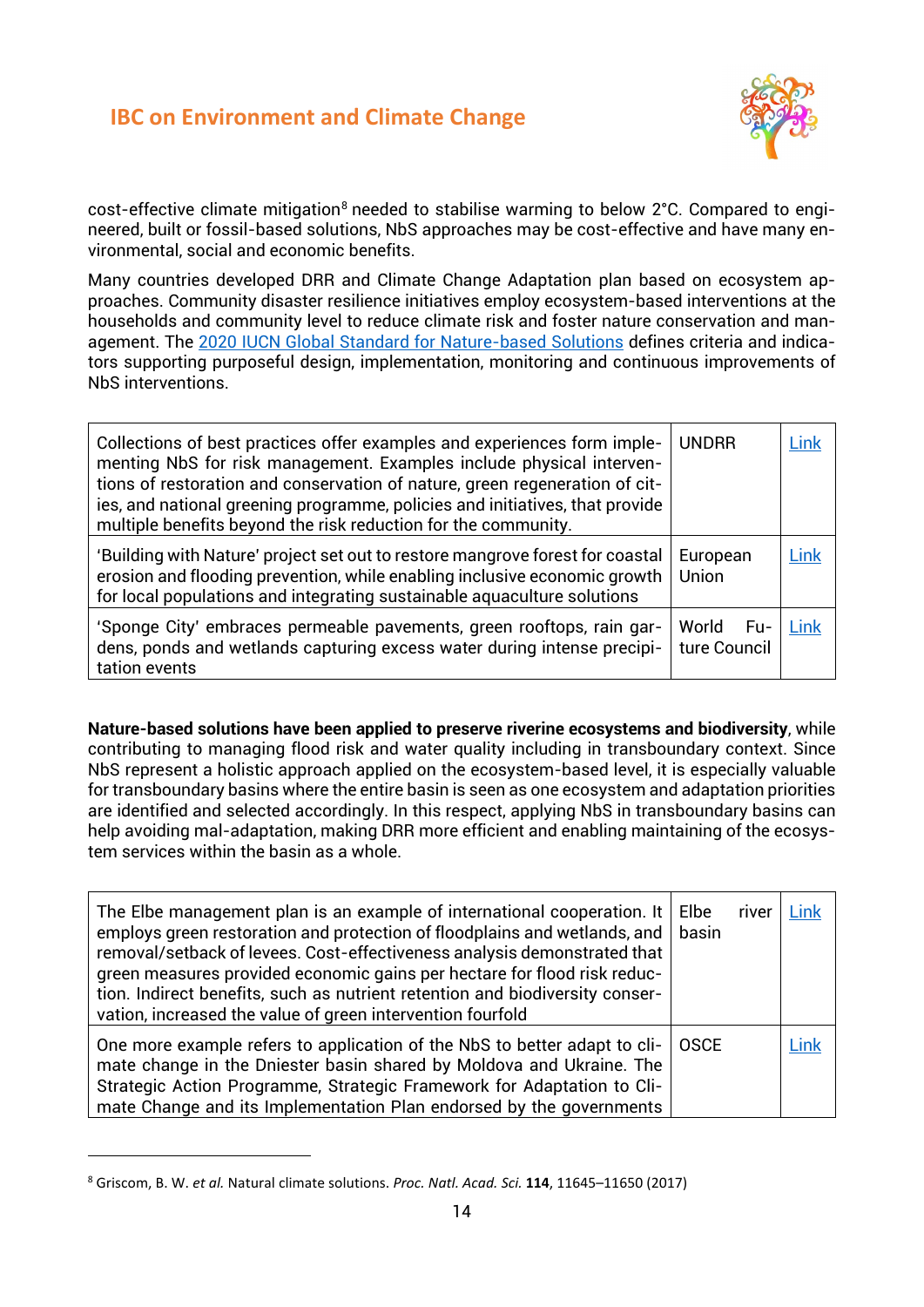cost-effective climate mitigation[8] needed to stabilise warming to below 2°C. Compared to engineered, built or fossil-based solutions, NbS approaches may be cost-effective and have many environmental, social and economic benefits.

Many countries developed DRR and Climate Change Adaptation plan based on ecosystem approaches. Community disaster resilience initiatives employ ecosystem-based interventions at the households and community level to reduce climate risk and foster nature conservation and management. The [2020 IUCN Global Standard for Nature-based Solutions]() defines criteria and indicators supporting purposeful design, implementation, monitoring and continuous improvements of NbS interventions.

| | | |
|---|---|---|
| Collections of best practices offer examples and experiences form implementing NbS for risk management. Examples include physical interventions of restoration and conservation of nature, green regeneration of cities, and national greening programme, policies and initiatives, that provide multiple benefits beyond the risk reduction for the community. | UNDRR | [Link]() |
| 'Building with Nature' project set out to restore mangrove forest for coastal erosion and flooding prevention, while enabling inclusive economic growth for local populations and integrating sustainable aquaculture solutions | European Union | [Link]() |
| 'Sponge City' embraces permeable pavements, green rooftops, rain gardens, ponds and wetlands capturing excess water during intense precipitation events | World Future Council | [Link]() |

**Nature-based solutions have been applied to preserve riverine ecosystems and biodiversity**, while contributing to managing flood risk and water quality including in transboundary context. Since NbS represent a holistic approach applied on the ecosystem-based level, it is especially valuable for transboundary basins where the entire basin is seen as one ecosystem and adaptation priorities are identified and selected accordingly. In this respect, applying NbS in transboundary basins can help avoiding mal-adaptation, making DRR more efficient and enabling maintaining of the ecosystem services within the basin as a whole.

| | | |
|---|---|---|
| The Elbe management plan is an example of international cooperation. It employs green restoration and protection of floodplains and wetlands, and removal/setback of levees. Cost-effectiveness analysis demonstrated that green measures provided economic gains per hectare for flood risk reduction. Indirect benefits, such as nutrient retention and biodiversity conservation, increased the value of green intervention fourfold | Elbe river basin | [Link]() |
| One more example refers to application of the NbS to better adapt to climate change in the Dniester basin shared by Moldova and Ukraine. The Strategic Action Programme, Strategic Framework for Adaptation to Climate Change and its Implementation Plan endorsed by the governments | OSCE | [Link]() |

[8] Griscom, B. W. *et al.* Natural climate solutions. *Proc. Natl. Acad. Sci.* **114**, 11645–11650 (2017)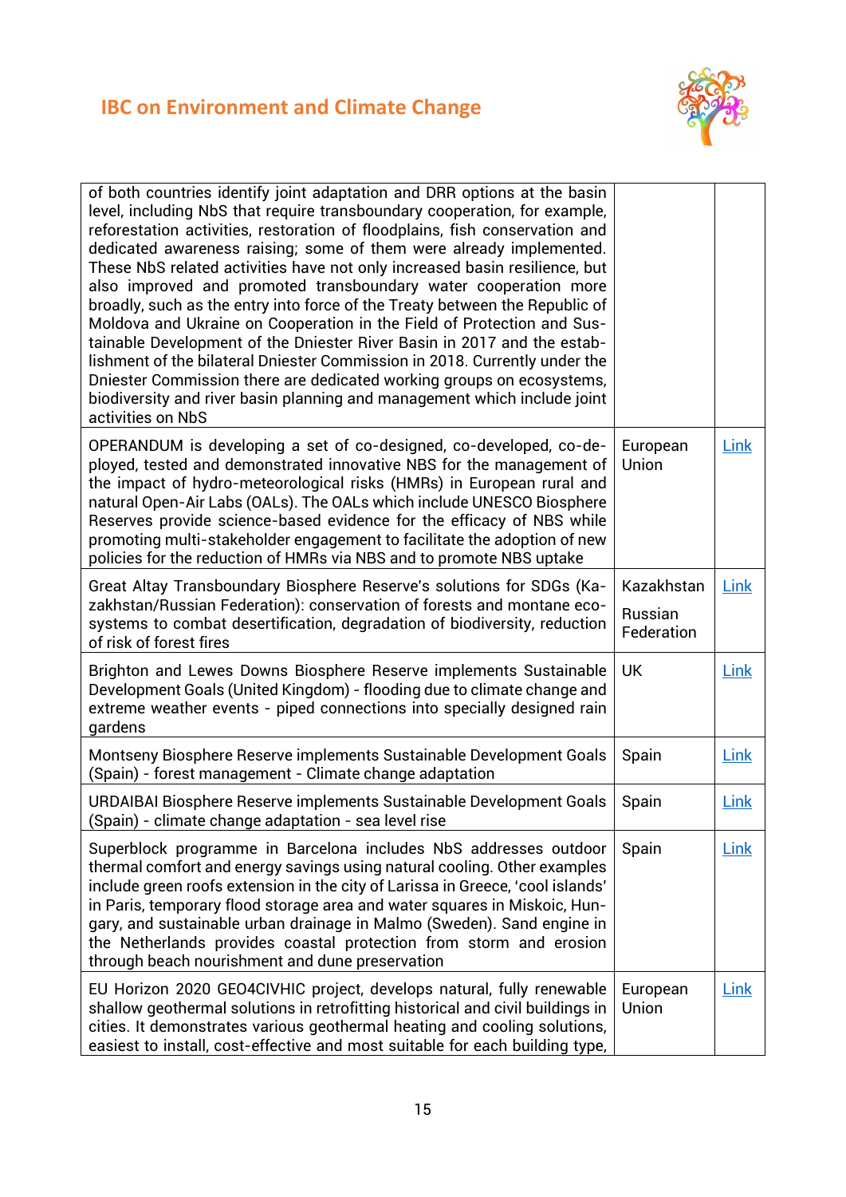| | | |
|---|---|---|
| of both countries identify joint adaptation and DRR options at the basin level, including NbS that require transboundary cooperation, for example, reforestation activities, restoration of floodplains, fish conservation and dedicated awareness raising; some of them were already implemented. These NbS related activities have not only increased basin resilience, but also improved and promoted transboundary water cooperation more broadly, such as the entry into force of the Treaty between the Republic of Moldova and Ukraine on Cooperation in the Field of Protection and Sustainable Development of the Dniester River Basin in 2017 and the establishment of the bilateral Dniester Commission in 2018. Currently under the Dniester Commission there are dedicated working groups on ecosystems, biodiversity and river basin planning and management which include joint activities on NbS | | |
| OPERANDUM is developing a set of co-designed, co-developed, co-deployed, tested and demonstrated innovative NBS for the management of the impact of hydro-meteorological risks (HMRs) in European rural and natural Open-Air Labs (OALs). The OALs which include UNESCO Biosphere Reserves provide science-based evidence for the efficacy of NBS while promoting multi-stakeholder engagement to facilitate the adoption of new policies for the reduction of HMRs via NBS and to promote NBS uptake | European Union | Link |
| Great Altay Transboundary Biosphere Reserve's solutions for SDGs (Kazakhstan/Russian Federation): conservation of forests and montane ecosystems to combat desertification, degradation of biodiversity, reduction of risk of forest fires | Kazakhstan<br>Russian Federation | Link |
| Brighton and Lewes Downs Biosphere Reserve implements Sustainable Development Goals (United Kingdom) - flooding due to climate change and extreme weather events - piped connections into specially designed rain gardens | UK | Link |
| Montseny Biosphere Reserve implements Sustainable Development Goals (Spain) - forest management - Climate change adaptation | Spain | Link |
| URDAIBAI Biosphere Reserve implements Sustainable Development Goals (Spain) - climate change adaptation - sea level rise | Spain | Link |
| Superblock programme in Barcelona includes NbS addresses outdoor thermal comfort and energy savings using natural cooling. Other examples include green roofs extension in the city of Larissa in Greece, 'cool islands' in Paris, temporary flood storage area and water squares in Miskoic, Hungary, and sustainable urban drainage in Malmo (Sweden). Sand engine in the Netherlands provides coastal protection from storm and erosion through beach nourishment and dune preservation | Spain | Link |
| EU Horizon 2020 GEO4CIVHIC project, develops natural, fully renewable shallow geothermal solutions in retrofitting historical and civil buildings in cities. It demonstrates various geothermal heating and cooling solutions, easiest to install, cost-effective and most suitable for each building type, | European Union | Link |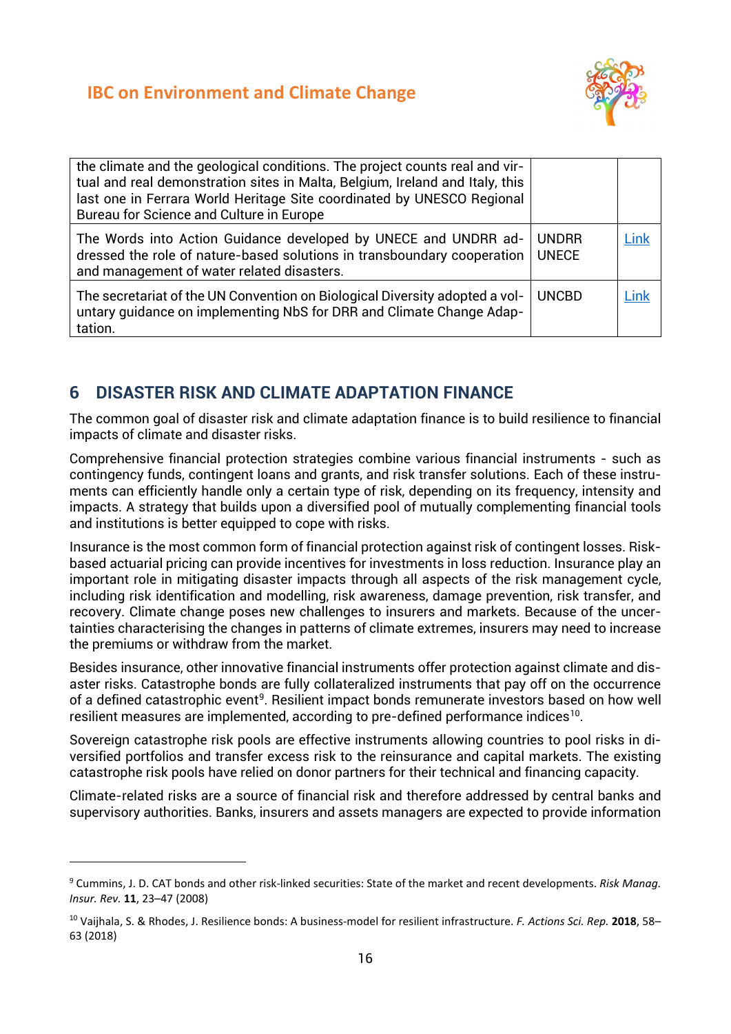| | | |
|---|---|---|
| the climate and the geological conditions. The project counts real and virtual and real demonstration sites in Malta, Belgium, Ireland and Italy, this last one in Ferrara World Heritage Site coordinated by UNESCO Regional Bureau for Science and Culture in Europe | | |
| The Words into Action Guidance developed by UNECE and UNDRR addressed the role of nature-based solutions in transboundary cooperation and management of water related disasters. | UNDRR UNECE | Link |
| The secretariat of the UN Convention on Biological Diversity adopted a voluntary guidance on implementing NbS for DRR and Climate Change Adaptation. | UNCBD | Link |

## 6 DISASTER RISK AND CLIMATE ADAPTATION FINANCE

The common goal of disaster risk and climate adaptation finance is to build resilience to financial impacts of climate and disaster risks.

Comprehensive financial protection strategies combine various financial instruments - such as contingency funds, contingent loans and grants, and risk transfer solutions. Each of these instruments can efficiently handle only a certain type of risk, depending on its frequency, intensity and impacts. A strategy that builds upon a diversified pool of mutually complementing financial tools and institutions is better equipped to cope with risks.

Insurance is the most common form of financial protection against risk of contingent losses. Risk-based actuarial pricing can provide incentives for investments in loss reduction. Insurance play an important role in mitigating disaster impacts through all aspects of the risk management cycle, including risk identification and modelling, risk awareness, damage prevention, risk transfer, and recovery. Climate change poses new challenges to insurers and markets. Because of the uncertainties characterising the changes in patterns of climate extremes, insurers may need to increase the premiums or withdraw from the market.

Besides insurance, other innovative financial instruments offer protection against climate and disaster risks. Catastrophe bonds are fully collateralized instruments that pay off on the occurrence of a defined catastrophic event[9]. Resilient impact bonds remunerate investors based on how well resilient measures are implemented, according to pre-defined performance indices[10].

Sovereign catastrophe risk pools are effective instruments allowing countries to pool risks in diversified portfolios and transfer excess risk to the reinsurance and capital markets. The existing catastrophe risk pools have relied on donor partners for their technical and financing capacity.

Climate-related risks are a source of financial risk and therefore addressed by central banks and supervisory authorities. Banks, insurers and assets managers are expected to provide information

---

[9] Cummins, J. D. CAT bonds and other risk-linked securities: State of the market and recent developments. *Risk Manag. Insur. Rev.* **11**, 23–47 (2008)

[10] Vaijhala, S. & Rhodes, J. Resilience bonds: A business-model for resilient infrastructure. *F. Actions Sci. Rep.* **2018**, 58–63 (2018)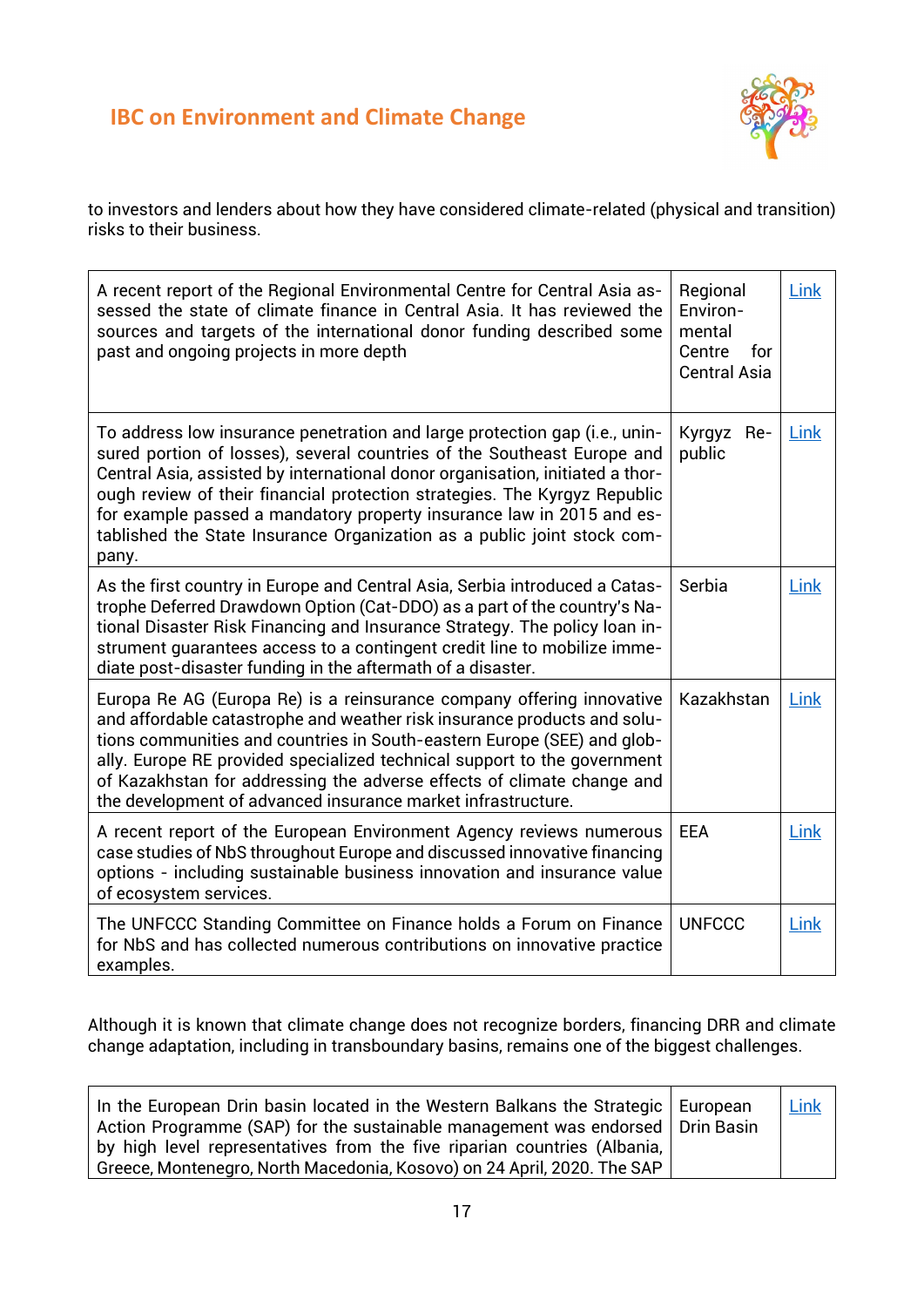to investors and lenders about how they have considered climate-related (physical and transition) risks to their business.

| | | |
|---|---|---|
| A recent report of the Regional Environmental Centre for Central Asia assessed the state of climate finance in Central Asia. It has reviewed the sources and targets of the international donor funding described some past and ongoing projects in more depth | Regional Environmental Centre for Central Asia | Link |
| To address low insurance penetration and large protection gap (i.e., uninsured portion of losses), several countries of the Southeast Europe and Central Asia, assisted by international donor organisation, initiated a thorough review of their financial protection strategies. The Kyrgyz Republic for example passed a mandatory property insurance law in 2015 and established the State Insurance Organization as a public joint stock company. | Kyrgyz Republic | Link |
| As the first country in Europe and Central Asia, Serbia introduced a Catastrophe Deferred Drawdown Option (Cat-DDO) as a part of the country's National Disaster Risk Financing and Insurance Strategy. The policy loan instrument guarantees access to a contingent credit line to mobilize immediate post-disaster funding in the aftermath of a disaster. | Serbia | Link |
| Europa Re AG (Europa Re) is a reinsurance company offering innovative and affordable catastrophe and weather risk insurance products and solutions communities and countries in South-eastern Europe (SEE) and globally. Europe RE provided specialized technical support to the government of Kazakhstan for addressing the adverse effects of climate change and the development of advanced insurance market infrastructure. | Kazakhstan | Link |
| A recent report of the European Environment Agency reviews numerous case studies of NbS throughout Europe and discussed innovative financing options - including sustainable business innovation and insurance value of ecosystem services. | EEA | Link |
| The UNFCCC Standing Committee on Finance holds a Forum on Finance for NbS and has collected numerous contributions on innovative practice examples. | UNFCCC | Link |

Although it is known that climate change does not recognize borders, financing DRR and climate change adaptation, including in transboundary basins, remains one of the biggest challenges.

| | | |
|---|---|---|
| In the European Drin basin located in the Western Balkans the Strategic Action Programme (SAP) for the sustainable management was endorsed by high level representatives from the five riparian countries (Albania, Greece, Montenegro, North Macedonia, Kosovo) on 24 April, 2020. The SAP | European Drin Basin | Link |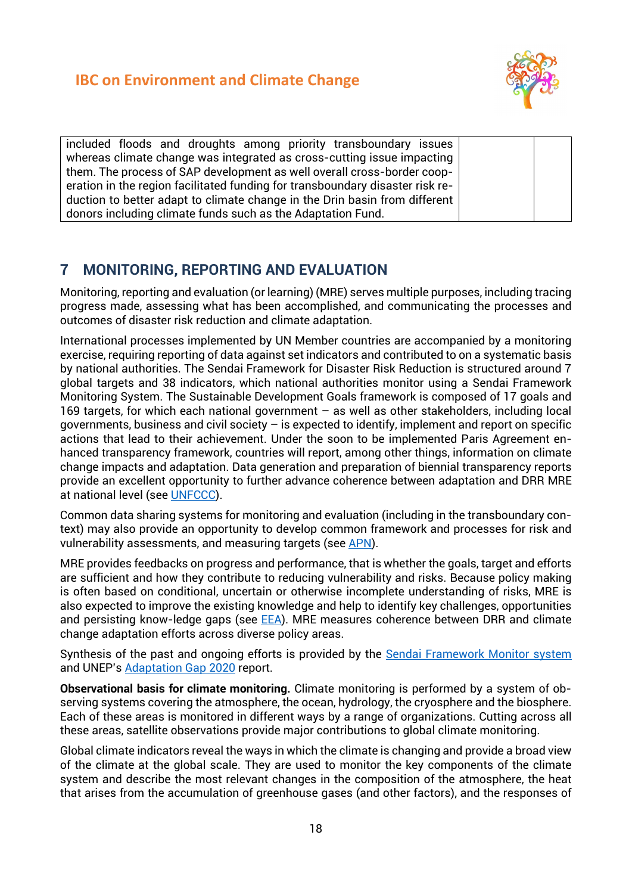| included floods and droughts among priority transboundary issues whereas climate change was integrated as cross-cutting issue impacting them. The process of SAP development as well overall cross-border cooperation in the region facilitated funding for transboundary disaster risk reduction to better adapt to climate change in the Drin basin from different donors including climate funds such as the Adaptation Fund. | | |
|---|---|---|

## 7 MONITORING, REPORTING AND EVALUATION

Monitoring, reporting and evaluation (or learning) (MRE) serves multiple purposes, including tracing progress made, assessing what has been accomplished, and communicating the processes and outcomes of disaster risk reduction and climate adaptation.

International processes implemented by UN Member countries are accompanied by a monitoring exercise, requiring reporting of data against set indicators and contributed to on a systematic basis by national authorities. The Sendai Framework for Disaster Risk Reduction is structured around 7 global targets and 38 indicators, which national authorities monitor using a Sendai Framework Monitoring System. The Sustainable Development Goals framework is composed of 17 goals and 169 targets, for which each national government – as well as other stakeholders, including local governments, business and civil society – is expected to identify, implement and report on specific actions that lead to their achievement. Under the soon to be implemented Paris Agreement enhanced transparency framework, countries will report, among other things, information on climate change impacts and adaptation. Data generation and preparation of biennial transparency reports provide an excellent opportunity to further advance coherence between adaptation and DRR MRE at national level (see UNFCCC).

Common data sharing systems for monitoring and evaluation (including in the transboundary context) may also provide an opportunity to develop common framework and processes for risk and vulnerability assessments, and measuring targets (see APN).

MRE provides feedbacks on progress and performance, that is whether the goals, target and efforts are sufficient and how they contribute to reducing vulnerability and risks. Because policy making is often based on conditional, uncertain or otherwise incomplete understanding of risks, MRE is also expected to improve the existing knowledge and help to identify key challenges, opportunities and persisting know-ledge gaps (see EEA). MRE measures coherence between DRR and climate change adaptation efforts across diverse policy areas.

Synthesis of the past and ongoing efforts is provided by the Sendai Framework Monitor system and UNEP's Adaptation Gap 2020 report.

**Observational basis for climate monitoring.** Climate monitoring is performed by a system of observing systems covering the atmosphere, the ocean, hydrology, the cryosphere and the biosphere. Each of these areas is monitored in different ways by a range of organizations. Cutting across all these areas, satellite observations provide major contributions to global climate monitoring.

Global climate indicators reveal the ways in which the climate is changing and provide a broad view of the climate at the global scale. They are used to monitor the key components of the climate system and describe the most relevant changes in the composition of the atmosphere, the heat that arises from the accumulation of greenhouse gases (and other factors), and the responses of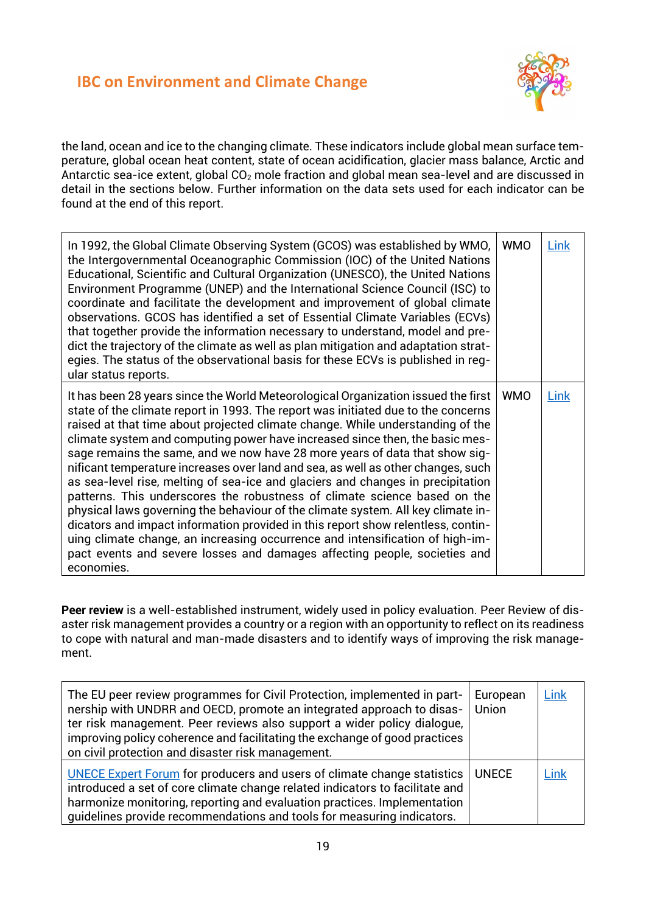the land, ocean and ice to the changing climate. These indicators include global mean surface temperature, global ocean heat content, state of ocean acidification, glacier mass balance, Arctic and Antarctic sea-ice extent, global $CO_2$ mole fraction and global mean sea-level and are discussed in detail in the sections below. Further information on the data sets used for each indicator can be found at the end of this report.

| | | |
|---|---|---|
| In 1992, the Global Climate Observing System (GCOS) was established by WMO, the Intergovernmental Oceanographic Commission (IOC) of the United Nations Educational, Scientific and Cultural Organization (UNESCO), the United Nations Environment Programme (UNEP) and the International Science Council (ISC) to coordinate and facilitate the development and improvement of global climate observations. GCOS has identified a set of Essential Climate Variables (ECVs) that together provide the information necessary to understand, model and predict the trajectory of the climate as well as plan mitigation and adaptation strategies. The status of the observational basis for these ECVs is published in regular status reports. | WMO | Link |
| It has been 28 years since the World Meteorological Organization issued the first state of the climate report in 1993. The report was initiated due to the concerns raised at that time about projected climate change. While understanding of the climate system and computing power have increased since then, the basic message remains the same, and we now have 28 more years of data that show significant temperature increases over land and sea, as well as other changes, such as sea-level rise, melting of sea-ice and glaciers and changes in precipitation patterns. This underscores the robustness of climate science based on the physical laws governing the behaviour of the climate system. All key climate indicators and impact information provided in this report show relentless, continuing climate change, an increasing occurrence and intensification of high-impact events and severe losses and damages affecting people, societies and economies. | WMO | Link |

**Peer review** is a well-established instrument, widely used in policy evaluation. Peer Review of disaster risk management provides a country or a region with an opportunity to reflect on its readiness to cope with natural and man-made disasters and to identify ways of improving the risk management.

| | | |
|---|---|---|
| The EU peer review programmes for Civil Protection, implemented in partnership with UNDRR and OECD, promote an integrated approach to disaster risk management. Peer reviews also support a wider policy dialogue, improving policy coherence and facilitating the exchange of good practices on civil protection and disaster risk management. | European Union | Link |
| UNECE Expert Forum for producers and users of climate change statistics introduced a set of core climate change related indicators to facilitate and harmonize monitoring, reporting and evaluation practices. Implementation guidelines provide recommendations and tools for measuring indicators. | UNECE | Link |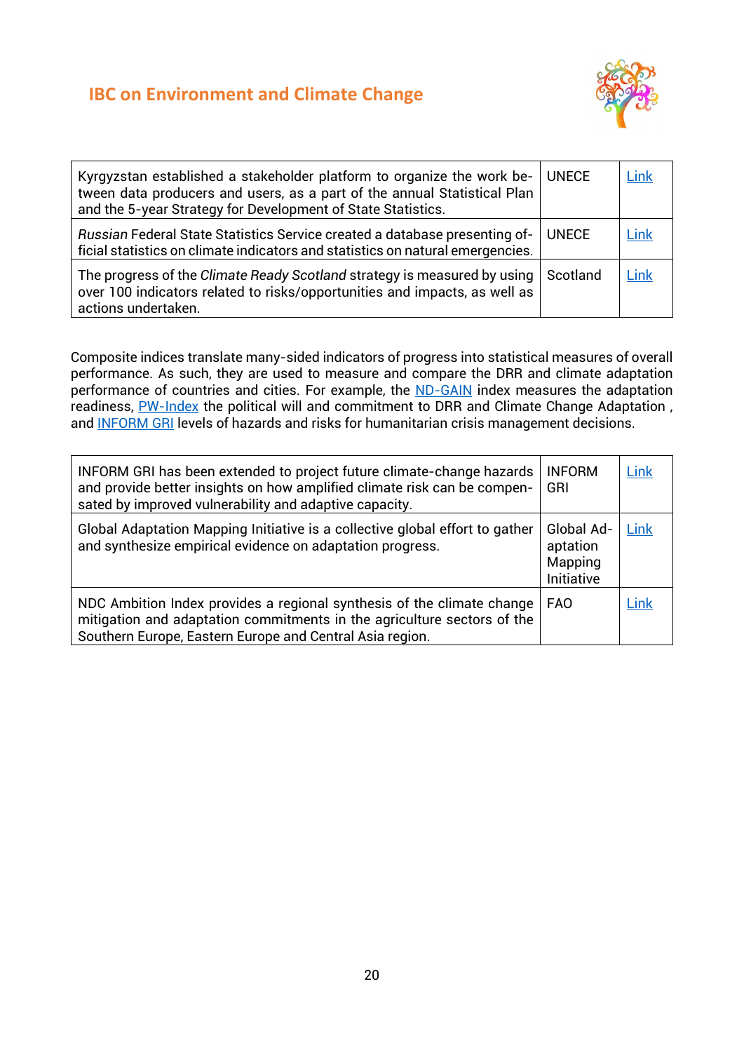| | | |
|---|---|---|
| Kyrgyzstan established a stakeholder platform to organize the work between data producers and users, as a part of the annual Statistical Plan and the 5-year Strategy for Development of State Statistics. | UNECE | [Link](#) |
| *Russian* Federal State Statistics Service created a database presenting official statistics on climate indicators and statistics on natural emergencies. | UNECE | [Link](#) |
| The progress of the *Climate Ready Scotland* strategy is measured by using over 100 indicators related to risks/opportunities and impacts, as well as actions undertaken. | Scotland | [Link](#) |

Composite indices translate many-sided indicators of progress into statistical measures of overall performance. As such, they are used to measure and compare the DRR and climate adaptation performance of countries and cities. For example, the [ND-GAIN](#) index measures the adaptation readiness, [PW-Index](#) the political will and commitment to DRR and Climate Change Adaptation , and [INFORM GRI](#) levels of hazards and risks for humanitarian crisis management decisions.

| | | |
|---|---|---|
| INFORM GRI has been extended to project future climate-change hazards and provide better insights on how amplified climate risk can be compensated by improved vulnerability and adaptive capacity. | INFORM GRI | [Link](#) |
| Global Adaptation Mapping Initiative is a collective global effort to gather and synthesize empirical evidence on adaptation progress. | Global Adaptation Mapping Initiative | [Link](#) |
| NDC Ambition Index provides a regional synthesis of the climate change mitigation and adaptation commitments in the agriculture sectors of the Southern Europe, Eastern Europe and Central Asia region. | FAO | [Link](#) |